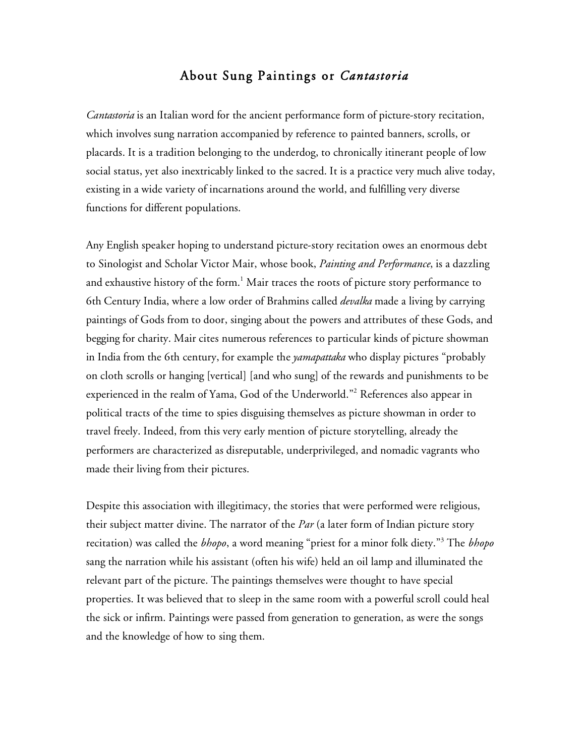# About Sung Paintings or *Cantastoria*

*Cantastoria* is an Italian word for the ancient performance form of picture-story recitation, which involves sung narration accompanied by reference to painted banners, scrolls, or placards. It is a tradition belonging to the underdog, to chronically itinerant people of low social status, yet also inextricably linked to the sacred. It is a practice very much alive today, existing in a wide variety of incarnations around the world, and fulfilling very diverse functions for different populations.

Any English speaker hoping to understand picture-story recitation owes an enormous debt to Sinologist and Scholar Victor Mair, whose book, *Painting and Performance*, is a dazzling and exhaustive history of the form.[1] Mair traces the roots of picture story performance to 6th Century India, where a low order of Brahmins called *devalka* made a living by carrying paintings of Gods from to door, singing about the powers and attributes of these Gods, and begging for charity. Mair cites numerous references to particular kinds of picture showman in India from the 6th century, for example the *yamapattaka* who display pictures "probably on cloth scrolls or hanging [vertical] [and who sung] of the rewards and punishments to be experienced in the realm of Yama, God of the Underworld."[2] References also appear in political tracts of the time to spies disguising themselves as picture showman in order to travel freely. Indeed, from this very early mention of picture storytelling, already the performers are characterized as disreputable, underprivileged, and nomadic vagrants who made their living from their pictures.

Despite this association with illegitimacy, the stories that were performed were religious, their subject matter divine. The narrator of the *Par* (a later form of Indian picture story recitation) was called the *bhopo*, a word meaning "priest for a minor folk diety."[3] The *bhopo* sang the narration while his assistant (often his wife) held an oil lamp and illuminated the relevant part of the picture. The paintings themselves were thought to have special properties. It was believed that to sleep in the same room with a powerful scroll could heal the sick or infirm. Paintings were passed from generation to generation, as were the songs and the knowledge of how to sing them.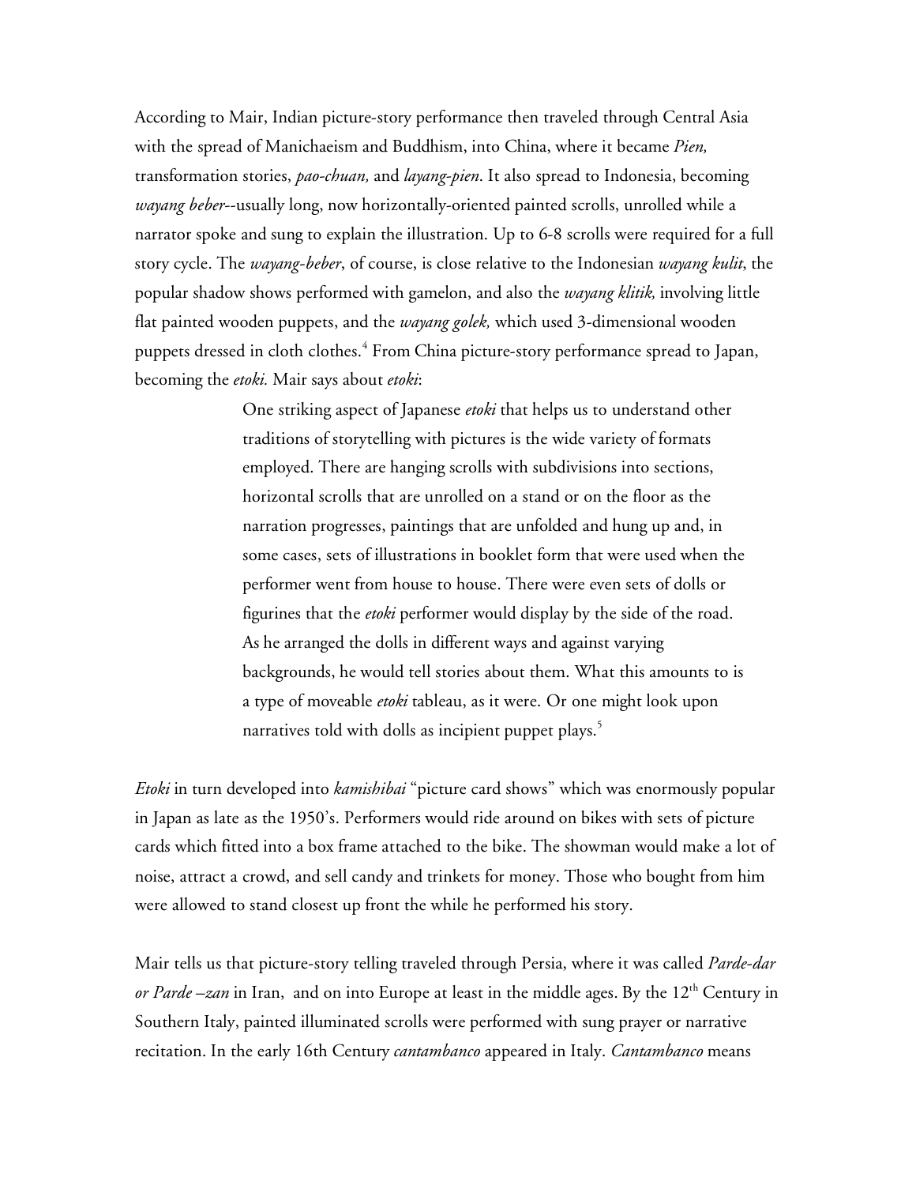According to Mair, Indian picture-story performance then traveled through Central Asia with the spread of Manichaeism and Buddhism, into China, where it became *Pien,* transformation stories, *pao-chuan,* and *layang-pien*. It also spread to Indonesia, becoming *wayang beber*--usually long, now horizontally-oriented painted scrolls, unrolled while a narrator spoke and sung to explain the illustration. Up to 6-8 scrolls were required for a full story cycle. The *wayang-beber*, of course, is close relative to the Indonesian *wayang kulit*, the popular shadow shows performed with gamelon, and also the *wayang klitik,* involving little flat painted wooden puppets, and the *wayang golek,* which used 3-dimensional wooden puppets dressed in cloth clothes.[4] From China picture-story performance spread to Japan, becoming the *etoki.* Mair says about *etoki*:

> One striking aspect of Japanese *etoki* that helps us to understand other traditions of storytelling with pictures is the wide variety of formats employed. There are hanging scrolls with subdivisions into sections, horizontal scrolls that are unrolled on a stand or on the floor as the narration progresses, paintings that are unfolded and hung up and, in some cases, sets of illustrations in booklet form that were used when the performer went from house to house. There were even sets of dolls or figurines that the *etoki* performer would display by the side of the road. As he arranged the dolls in different ways and against varying backgrounds, he would tell stories about them. What this amounts to is a type of moveable *etoki* tableau, as it were. Or one might look upon narratives told with dolls as incipient puppet plays.[5]

*Etoki* in turn developed into *kamishibai* "picture card shows" which was enormously popular in Japan as late as the 1950's. Performers would ride around on bikes with sets of picture cards which fitted into a box frame attached to the bike. The showman would make a lot of noise, attract a crowd, and sell candy and trinkets for money. Those who bought from him were allowed to stand closest up front the while he performed his story.

Mair tells us that picture-story telling traveled through Persia, where it was called *Parde-dar or Parde –zan* in Iran, and on into Europe at least in the middle ages. By the 12th Century in Southern Italy, painted illuminated scrolls were performed with sung prayer or narrative recitation. In the early 16th Century *cantambanco* appeared in Italy. *Cantambanco* means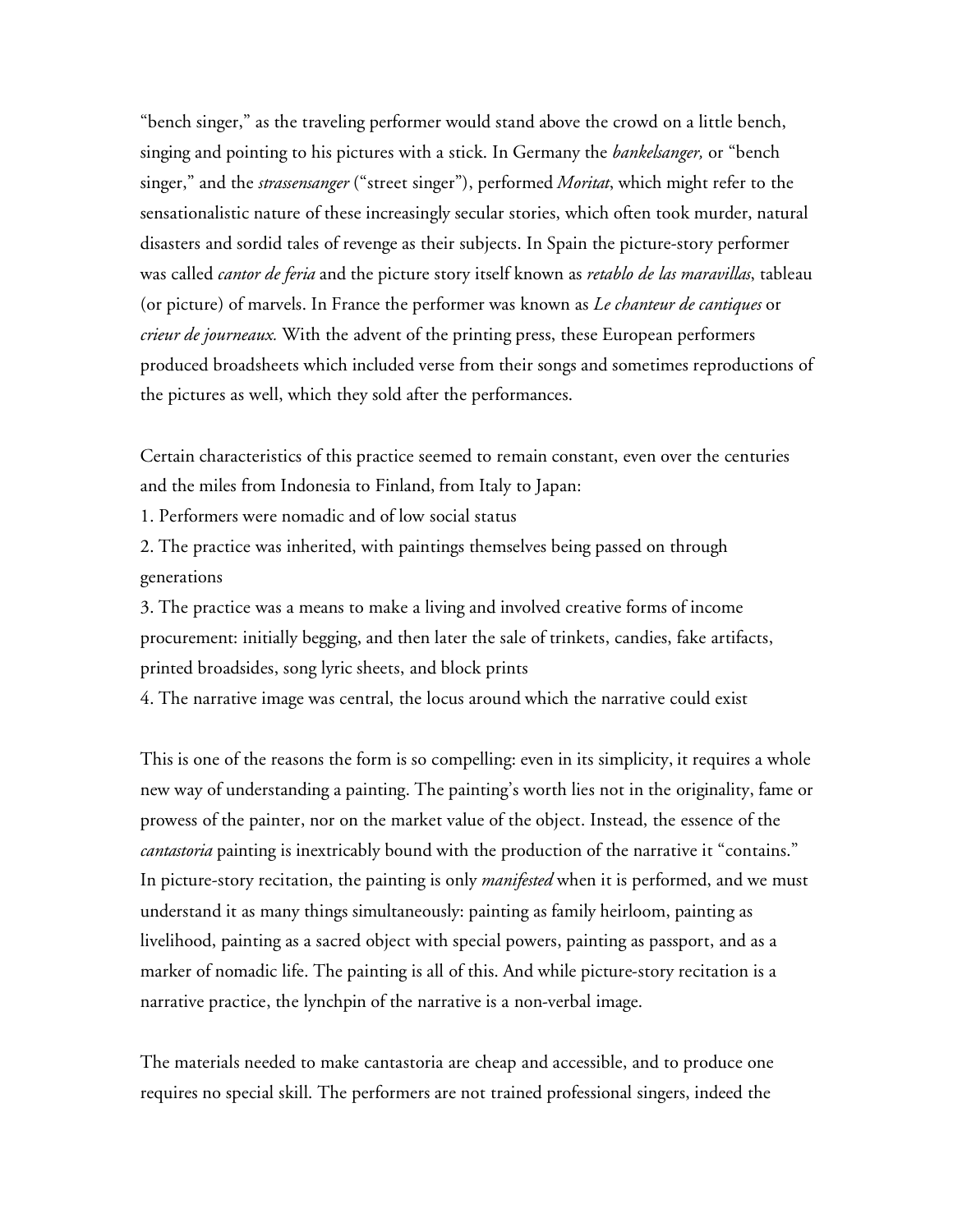"bench singer," as the traveling performer would stand above the crowd on a little bench, singing and pointing to his pictures with a stick. In Germany the *bankelsanger,* or "bench singer," and the *strassensanger* ("street singer"), performed *Moritat*, which might refer to the sensationalistic nature of these increasingly secular stories, which often took murder, natural disasters and sordid tales of revenge as their subjects. In Spain the picture-story performer was called *cantor de feria* and the picture story itself known as *retablo de las maravillas*, tableau (or picture) of marvels. In France the performer was known as *Le chanteur de cantiques* or *crieur de journeaux.* With the advent of the printing press, these European performers produced broadsheets which included verse from their songs and sometimes reproductions of the pictures as well, which they sold after the performances.

Certain characteristics of this practice seemed to remain constant, even over the centuries and the miles from Indonesia to Finland, from Italy to Japan:

1. Performers were nomadic and of low social status
2. The practice was inherited, with paintings themselves being passed on through generations
3. The practice was a means to make a living and involved creative forms of income procurement: initially begging, and then later the sale of trinkets, candies, fake artifacts, printed broadsides, song lyric sheets, and block prints
4. The narrative image was central, the locus around which the narrative could exist

This is one of the reasons the form is so compelling: even in its simplicity, it requires a whole new way of understanding a painting. The painting's worth lies not in the originality, fame or prowess of the painter, nor on the market value of the object. Instead, the essence of the *cantastoria* painting is inextricably bound with the production of the narrative it "contains." In picture-story recitation, the painting is only *manifested* when it is performed, and we must understand it as many things simultaneously: painting as family heirloom, painting as livelihood, painting as a sacred object with special powers, painting as passport, and as a marker of nomadic life. The painting is all of this. And while picture-story recitation is a narrative practice, the lynchpin of the narrative is a non-verbal image.

The materials needed to make cantastoria are cheap and accessible, and to produce one requires no special skill. The performers are not trained professional singers, indeed the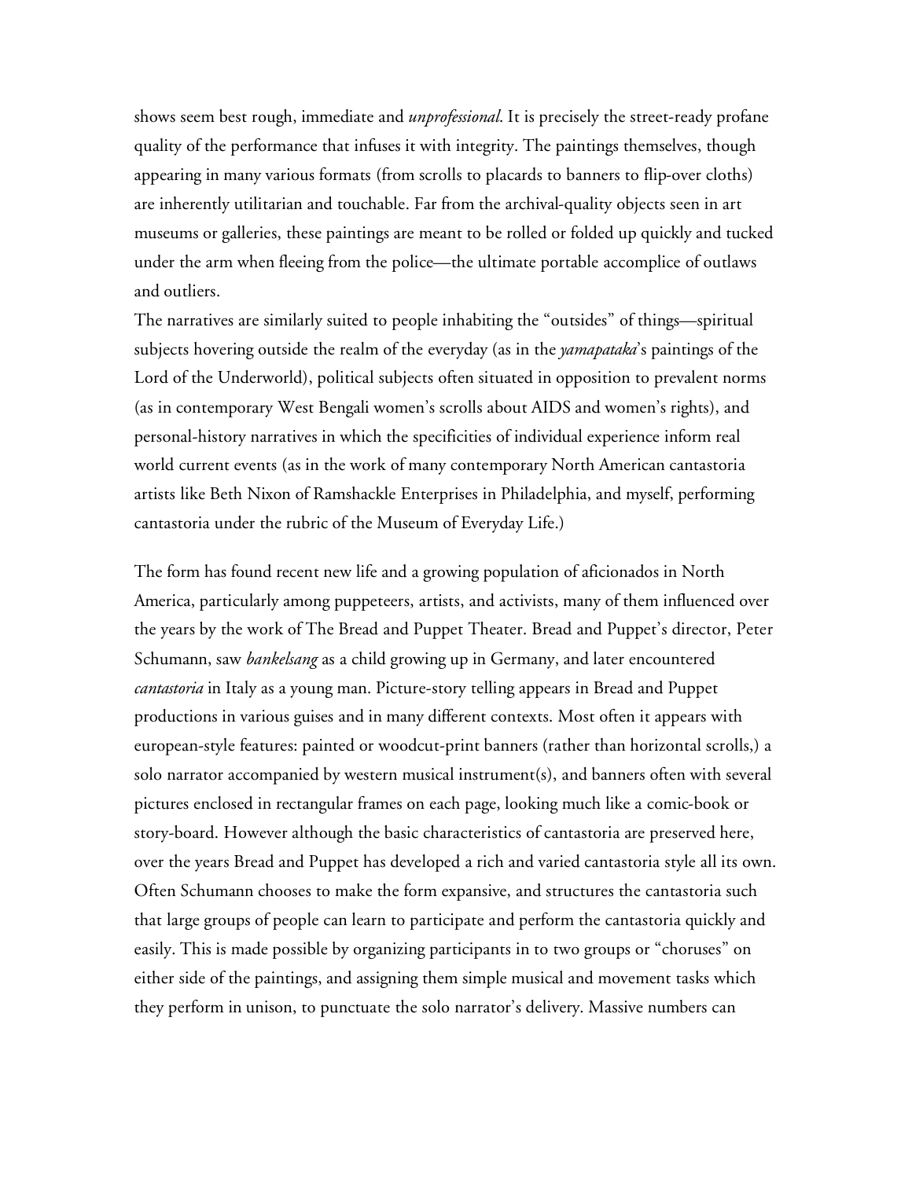shows seem best rough, immediate and *unprofessional*. It is precisely the street-ready profane quality of the performance that infuses it with integrity. The paintings themselves, though appearing in many various formats (from scrolls to placards to banners to flip-over cloths) are inherently utilitarian and touchable. Far from the archival-quality objects seen in art museums or galleries, these paintings are meant to be rolled or folded up quickly and tucked under the arm when fleeing from the police—the ultimate portable accomplice of outlaws and outliers.

The narratives are similarly suited to people inhabiting the "outsides" of things—spiritual subjects hovering outside the realm of the everyday (as in the *yamapataka*'s paintings of the Lord of the Underworld), political subjects often situated in opposition to prevalent norms (as in contemporary West Bengali women's scrolls about AIDS and women's rights), and personal-history narratives in which the specificities of individual experience inform real world current events (as in the work of many contemporary North American cantastoria artists like Beth Nixon of Ramshackle Enterprises in Philadelphia, and myself, performing cantastoria under the rubric of the Museum of Everyday Life.)

The form has found recent new life and a growing population of aficionados in North America, particularly among puppeteers, artists, and activists, many of them influenced over the years by the work of The Bread and Puppet Theater. Bread and Puppet's director, Peter Schumann, saw *bankelsang* as a child growing up in Germany, and later encountered *cantastoria* in Italy as a young man. Picture-story telling appears in Bread and Puppet productions in various guises and in many different contexts. Most often it appears with european-style features: painted or woodcut-print banners (rather than horizontal scrolls,) a solo narrator accompanied by western musical instrument(s), and banners often with several pictures enclosed in rectangular frames on each page, looking much like a comic-book or story-board. However although the basic characteristics of cantastoria are preserved here, over the years Bread and Puppet has developed a rich and varied cantastoria style all its own. Often Schumann chooses to make the form expansive, and structures the cantastoria such that large groups of people can learn to participate and perform the cantastoria quickly and easily. This is made possible by organizing participants in to two groups or "choruses" on either side of the paintings, and assigning them simple musical and movement tasks which they perform in unison, to punctuate the solo narrator's delivery. Massive numbers can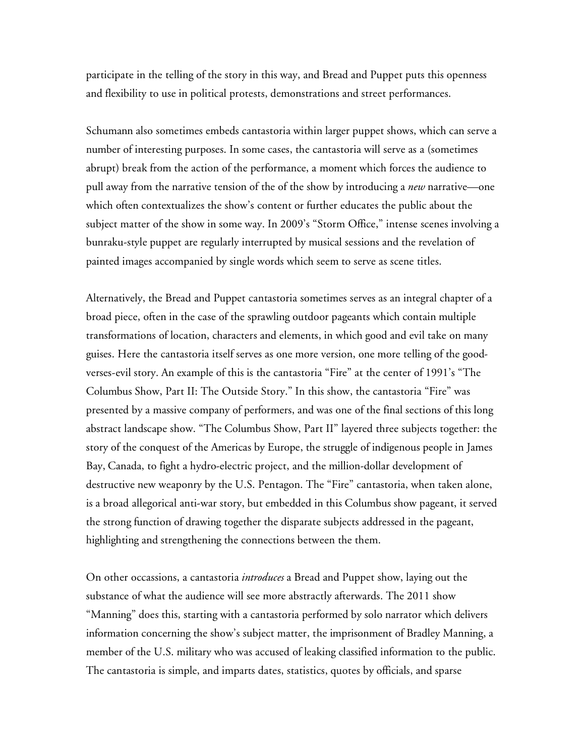participate in the telling of the story in this way, and Bread and Puppet puts this openness and flexibility to use in political protests, demonstrations and street performances.

Schumann also sometimes embeds cantastoria within larger puppet shows, which can serve a number of interesting purposes. In some cases, the cantastoria will serve as a (sometimes abrupt) break from the action of the performance, a moment which forces the audience to pull away from the narrative tension of the of the show by introducing a *new* narrative—one which often contextualizes the show's content or further educates the public about the subject matter of the show in some way. In 2009's "Storm Office," intense scenes involving a bunraku-style puppet are regularly interrupted by musical sessions and the revelation of painted images accompanied by single words which seem to serve as scene titles.

Alternatively, the Bread and Puppet cantastoria sometimes serves as an integral chapter of a broad piece, often in the case of the sprawling outdoor pageants which contain multiple transformations of location, characters and elements, in which good and evil take on many guises. Here the cantastoria itself serves as one more version, one more telling of the good-verses-evil story. An example of this is the cantastoria "Fire" at the center of 1991's "The Columbus Show, Part II: The Outside Story." In this show, the cantastoria "Fire" was presented by a massive company of performers, and was one of the final sections of this long abstract landscape show. "The Columbus Show, Part II" layered three subjects together: the story of the conquest of the Americas by Europe, the struggle of indigenous people in James Bay, Canada, to fight a hydro-electric project, and the million-dollar development of destructive new weaponry by the U.S. Pentagon. The "Fire" cantastoria, when taken alone, is a broad allegorical anti-war story, but embedded in this Columbus show pageant, it served the strong function of drawing together the disparate subjects addressed in the pageant, highlighting and strengthening the connections between the them.

On other occassions, a cantastoria *introduces* a Bread and Puppet show, laying out the substance of what the audience will see more abstractly afterwards. The 2011 show "Manning" does this, starting with a cantastoria performed by solo narrator which delivers information concerning the show's subject matter, the imprisonment of Bradley Manning, a member of the U.S. military who was accused of leaking classified information to the public. The cantastoria is simple, and imparts dates, statistics, quotes by officials, and sparse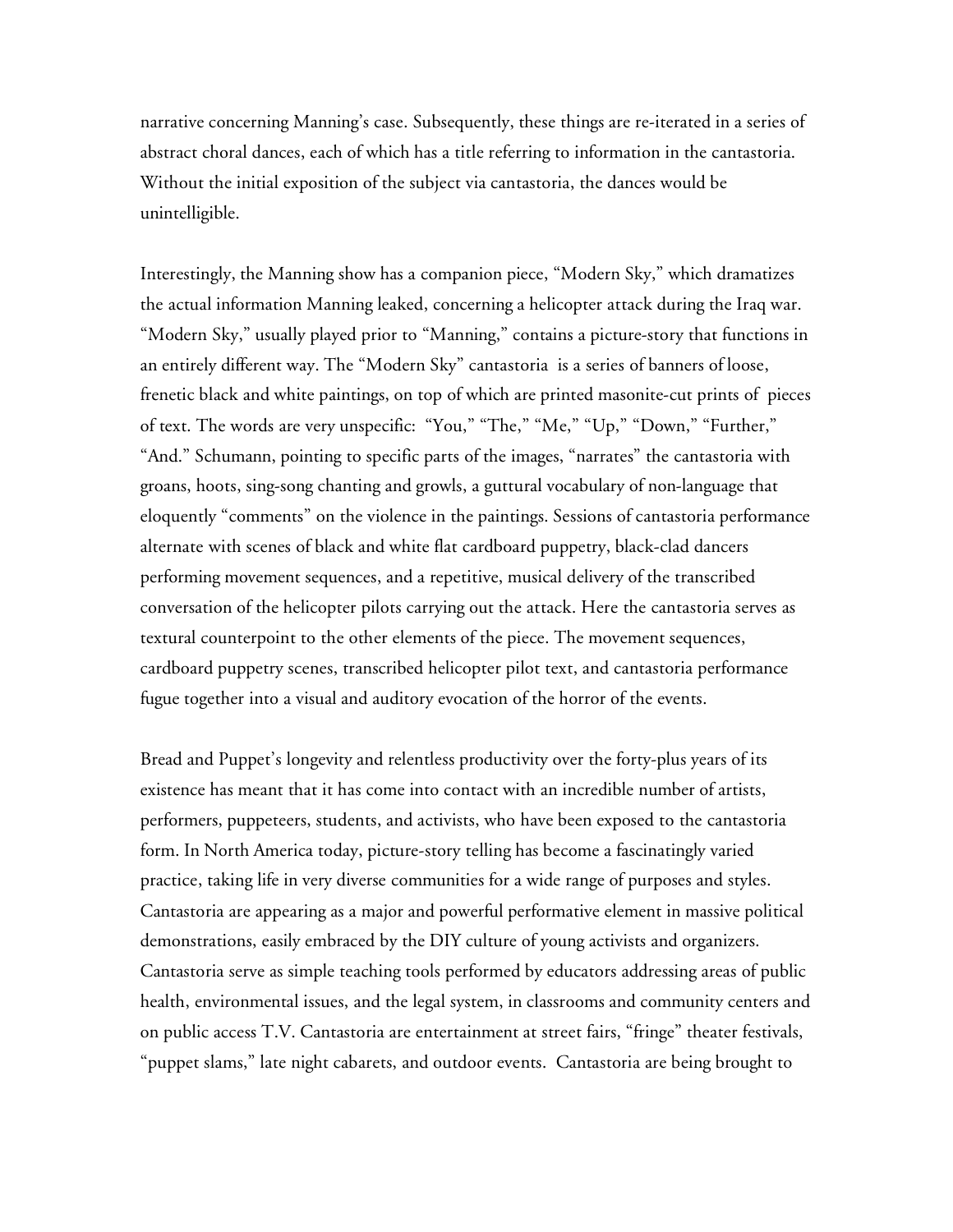narrative concerning Manning's case. Subsequently, these things are re-iterated in a series of abstract choral dances, each of which has a title referring to information in the cantastoria. Without the initial exposition of the subject via cantastoria, the dances would be unintelligible.

Interestingly, the Manning show has a companion piece, "Modern Sky," which dramatizes the actual information Manning leaked, concerning a helicopter attack during the Iraq war. "Modern Sky," usually played prior to "Manning," contains a picture-story that functions in an entirely different way. The "Modern Sky" cantastoria is a series of banners of loose, frenetic black and white paintings, on top of which are printed masonite-cut prints of pieces of text. The words are very unspecific: "You," "The," "Me," "Up," "Down," "Further," "And." Schumann, pointing to specific parts of the images, "narrates" the cantastoria with groans, hoots, sing-song chanting and growls, a guttural vocabulary of non-language that eloquently "comments" on the violence in the paintings. Sessions of cantastoria performance alternate with scenes of black and white flat cardboard puppetry, black-clad dancers performing movement sequences, and a repetitive, musical delivery of the transcribed conversation of the helicopter pilots carrying out the attack. Here the cantastoria serves as textural counterpoint to the other elements of the piece. The movement sequences, cardboard puppetry scenes, transcribed helicopter pilot text, and cantastoria performance fugue together into a visual and auditory evocation of the horror of the events.

Bread and Puppet's longevity and relentless productivity over the forty-plus years of its existence has meant that it has come into contact with an incredible number of artists, performers, puppeteers, students, and activists, who have been exposed to the cantastoria form. In North America today, picture-story telling has become a fascinatingly varied practice, taking life in very diverse communities for a wide range of purposes and styles. Cantastoria are appearing as a major and powerful performative element in massive political demonstrations, easily embraced by the DIY culture of young activists and organizers. Cantastoria serve as simple teaching tools performed by educators addressing areas of public health, environmental issues, and the legal system, in classrooms and community centers and on public access T.V. Cantastoria are entertainment at street fairs, "fringe" theater festivals, "puppet slams," late night cabarets, and outdoor events. Cantastoria are being brought to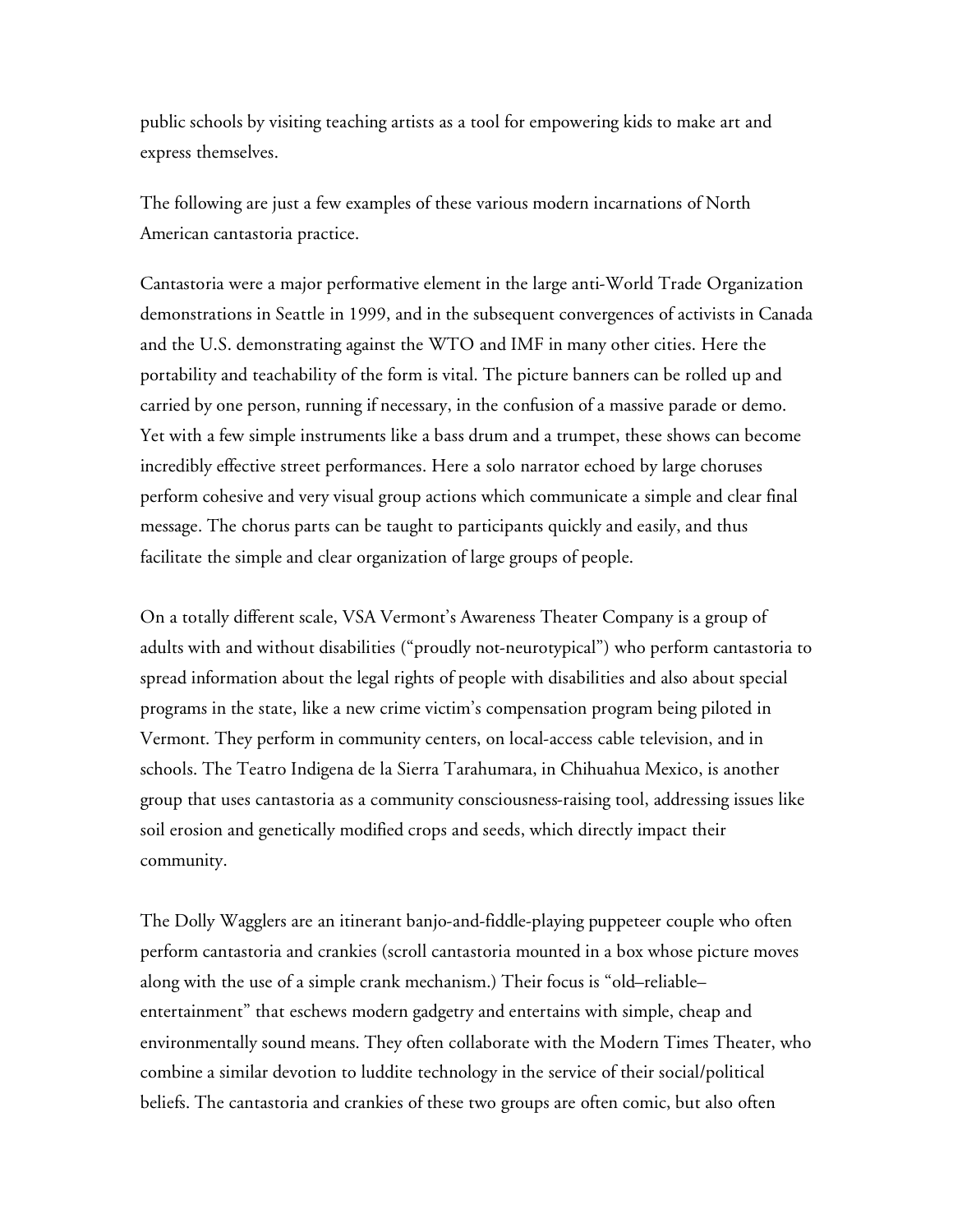public schools by visiting teaching artists as a tool for empowering kids to make art and express themselves.

The following are just a few examples of these various modern incarnations of North American cantastoria practice.

Cantastoria were a major performative element in the large anti-World Trade Organization demonstrations in Seattle in 1999, and in the subsequent convergences of activists in Canada and the U.S. demonstrating against the WTO and IMF in many other cities. Here the portability and teachability of the form is vital. The picture banners can be rolled up and carried by one person, running if necessary, in the confusion of a massive parade or demo. Yet with a few simple instruments like a bass drum and a trumpet, these shows can become incredibly effective street performances. Here a solo narrator echoed by large choruses perform cohesive and very visual group actions which communicate a simple and clear final message. The chorus parts can be taught to participants quickly and easily, and thus facilitate the simple and clear organization of large groups of people.

On a totally different scale, VSA Vermont's Awareness Theater Company is a group of adults with and without disabilities ("proudly not-neurotypical") who perform cantastoria to spread information about the legal rights of people with disabilities and also about special programs in the state, like a new crime victim's compensation program being piloted in Vermont. They perform in community centers, on local-access cable television, and in schools. The Teatro Indigena de la Sierra Tarahumara, in Chihuahua Mexico, is another group that uses cantastoria as a community consciousness-raising tool, addressing issues like soil erosion and genetically modified crops and seeds, which directly impact their community.

The Dolly Wagglers are an itinerant banjo-and-fiddle-playing puppeteer couple who often perform cantastoria and crankies (scroll cantastoria mounted in a box whose picture moves along with the use of a simple crank mechanism.) Their focus is "old–reliable–entertainment" that eschews modern gadgetry and entertains with simple, cheap and environmentally sound means. They often collaborate with the Modern Times Theater, who combine a similar devotion to luddite technology in the service of their social/political beliefs. The cantastoria and crankies of these two groups are often comic, but also often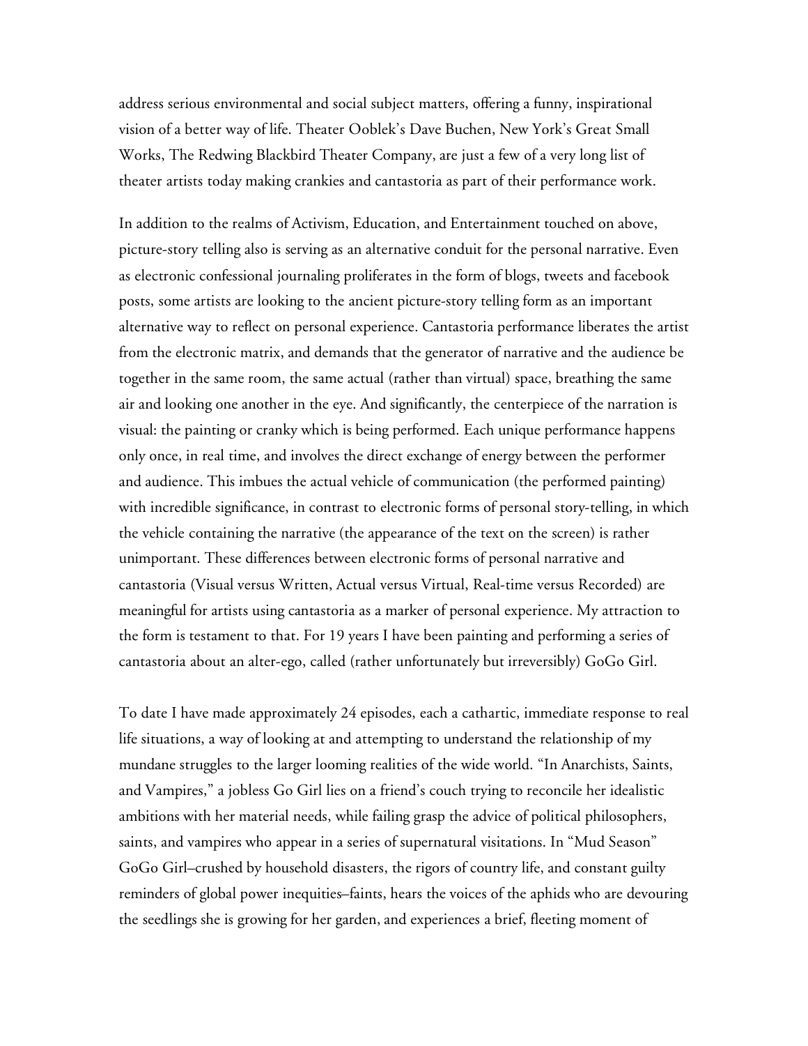address serious environmental and social subject matters, offering a funny, inspirational vision of a better way of life. Theater Ooblek's Dave Buchen, New York's Great Small Works, The Redwing Blackbird Theater Company, are just a few of a very long list of theater artists today making crankies and cantastoria as part of their performance work.

In addition to the realms of Activism, Education, and Entertainment touched on above, picture-story telling also is serving as an alternative conduit for the personal narrative. Even as electronic confessional journaling proliferates in the form of blogs, tweets and facebook posts, some artists are looking to the ancient picture-story telling form as an important alternative way to reflect on personal experience. Cantastoria performance liberates the artist from the electronic matrix, and demands that the generator of narrative and the audience be together in the same room, the same actual (rather than virtual) space, breathing the same air and looking one another in the eye. And significantly, the centerpiece of the narration is visual: the painting or cranky which is being performed. Each unique performance happens only once, in real time, and involves the direct exchange of energy between the performer and audience. This imbues the actual vehicle of communication (the performed painting) with incredible significance, in contrast to electronic forms of personal story-telling, in which the vehicle containing the narrative (the appearance of the text on the screen) is rather unimportant. These differences between electronic forms of personal narrative and cantastoria (Visual versus Written, Actual versus Virtual, Real-time versus Recorded) are meaningful for artists using cantastoria as a marker of personal experience. My attraction to the form is testament to that. For 19 years I have been painting and performing a series of cantastoria about an alter-ego, called (rather unfortunately but irreversibly) GoGo Girl.

To date I have made approximately 24 episodes, each a cathartic, immediate response to real life situations, a way of looking at and attempting to understand the relationship of my mundane struggles to the larger looming realities of the wide world. "In Anarchists, Saints, and Vampires," a jobless Go Girl lies on a friend's couch trying to reconcile her idealistic ambitions with her material needs, while failing grasp the advice of political philosophers, saints, and vampires who appear in a series of supernatural visitations. In "Mud Season" GoGo Girl–crushed by household disasters, the rigors of country life, and constant guilty reminders of global power inequities–faints, hears the voices of the aphids who are devouring the seedlings she is growing for her garden, and experiences a brief, fleeting moment of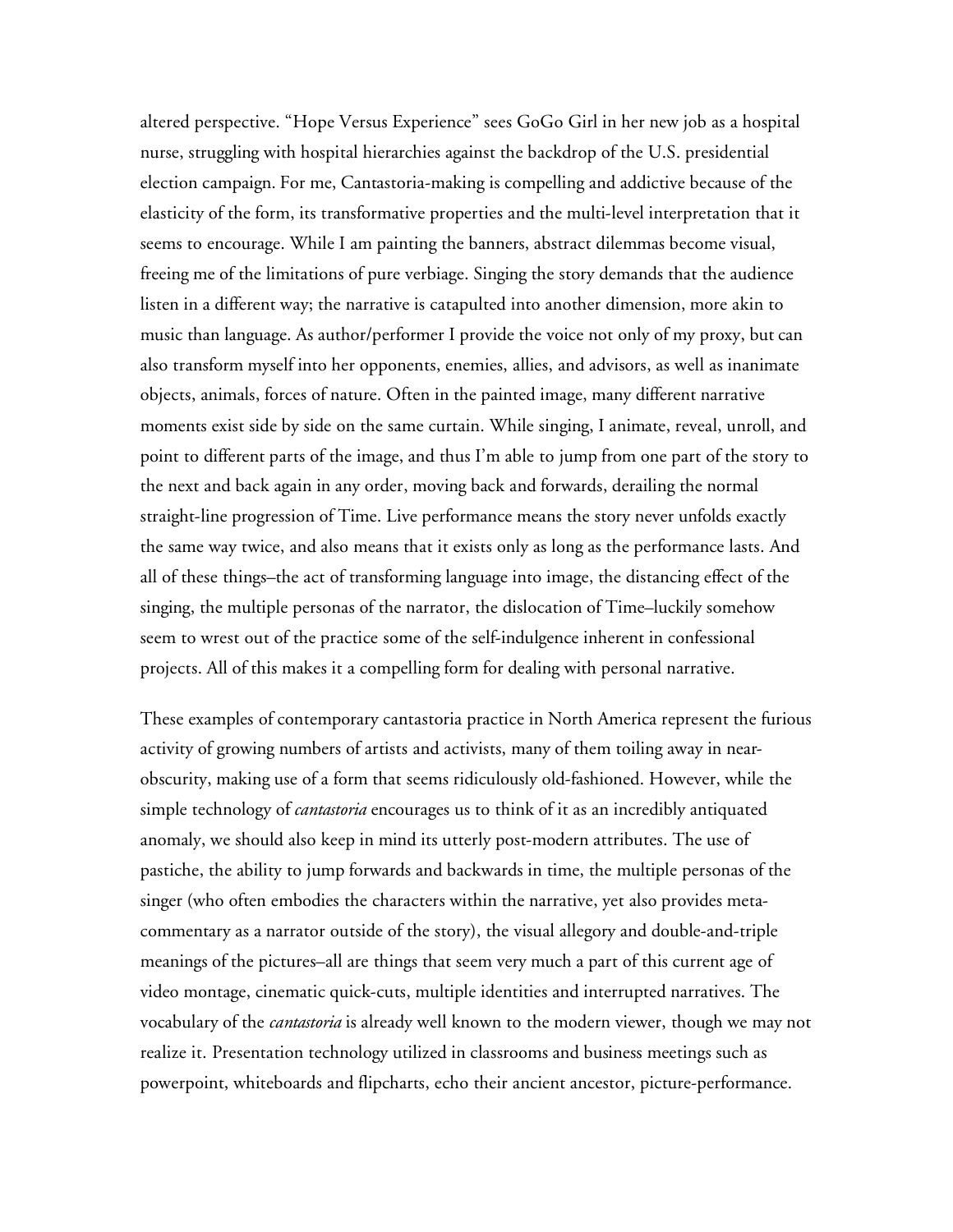altered perspective. "Hope Versus Experience" sees GoGo Girl in her new job as a hospital nurse, struggling with hospital hierarchies against the backdrop of the U.S. presidential election campaign. For me, Cantastoria-making is compelling and addictive because of the elasticity of the form, its transformative properties and the multi-level interpretation that it seems to encourage. While I am painting the banners, abstract dilemmas become visual, freeing me of the limitations of pure verbiage. Singing the story demands that the audience listen in a different way; the narrative is catapulted into another dimension, more akin to music than language. As author/performer I provide the voice not only of my proxy, but can also transform myself into her opponents, enemies, allies, and advisors, as well as inanimate objects, animals, forces of nature. Often in the painted image, many different narrative moments exist side by side on the same curtain. While singing, I animate, reveal, unroll, and point to different parts of the image, and thus I'm able to jump from one part of the story to the next and back again in any order, moving back and forwards, derailing the normal straight-line progression of Time. Live performance means the story never unfolds exactly the same way twice, and also means that it exists only as long as the performance lasts. And all of these things–the act of transforming language into image, the distancing effect of the singing, the multiple personas of the narrator, the dislocation of Time–luckily somehow seem to wrest out of the practice some of the self-indulgence inherent in confessional projects. All of this makes it a compelling form for dealing with personal narrative.

These examples of contemporary cantastoria practice in North America represent the furious activity of growing numbers of artists and activists, many of them toiling away in near-obscurity, making use of a form that seems ridiculously old-fashioned. However, while the simple technology of *cantastoria* encourages us to think of it as an incredibly antiquated anomaly, we should also keep in mind its utterly post-modern attributes. The use of pastiche, the ability to jump forwards and backwards in time, the multiple personas of the singer (who often embodies the characters within the narrative, yet also provides meta-commentary as a narrator outside of the story), the visual allegory and double-and-triple meanings of the pictures–all are things that seem very much a part of this current age of video montage, cinematic quick-cuts, multiple identities and interrupted narratives. The vocabulary of the *cantastoria* is already well known to the modern viewer, though we may not realize it. Presentation technology utilized in classrooms and business meetings such as powerpoint, whiteboards and flipcharts, echo their ancient ancestor, picture-performance.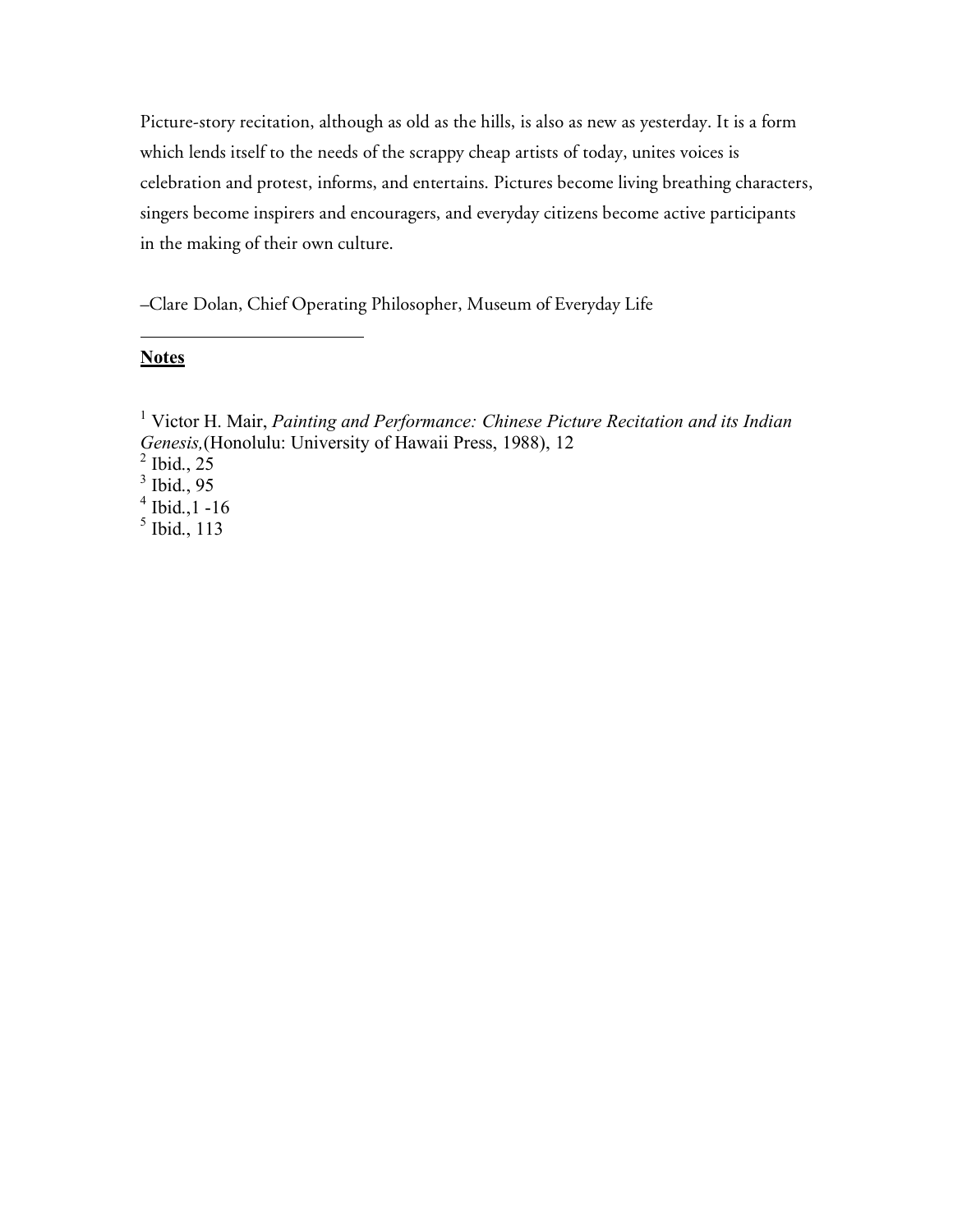Picture-story recitation, although as old as the hills, is also as new as yesterday. It is a form which lends itself to the needs of the scrappy cheap artists of today, unites voices is celebration and protest, informs, and entertains. Pictures become living breathing characters, singers become inspirers and encouragers, and everyday citizens become active participants in the making of their own culture.

–Clare Dolan, Chief Operating Philosopher, Museum of Everyday Life

---

**Notes**

[1] Victor H. Mair, *Painting and Performance: Chinese Picture Recitation and its Indian Genesis,*(Honolulu: University of Hawaii Press, 1988), 12

[2] Ibid., 25

[3] Ibid., 95

[4] Ibid.,1 -16

[5] Ibid., 113